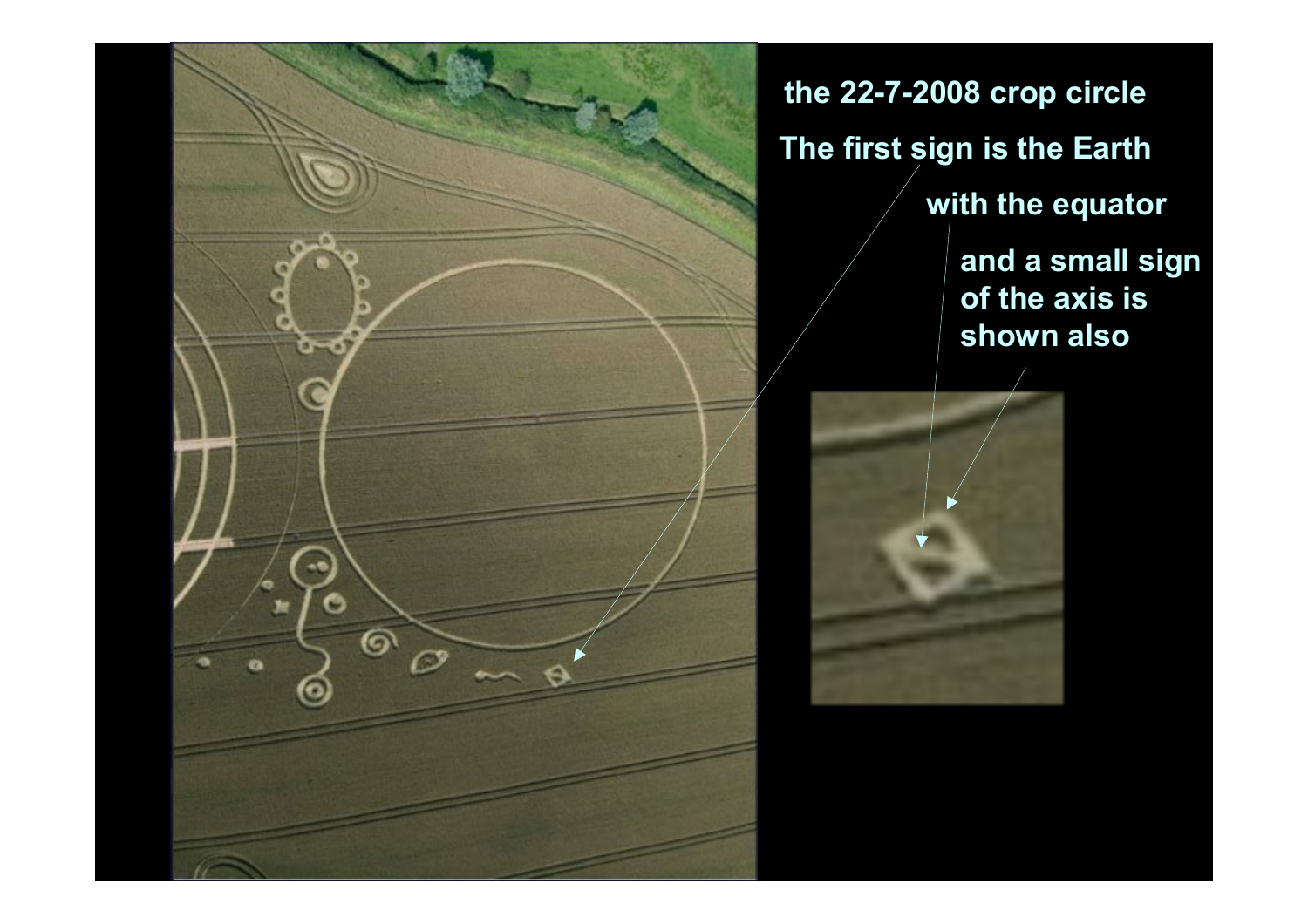the 22-7-2008 crop circle

The first sign is the Earth

with the equator

and a small sign of the axis is shown also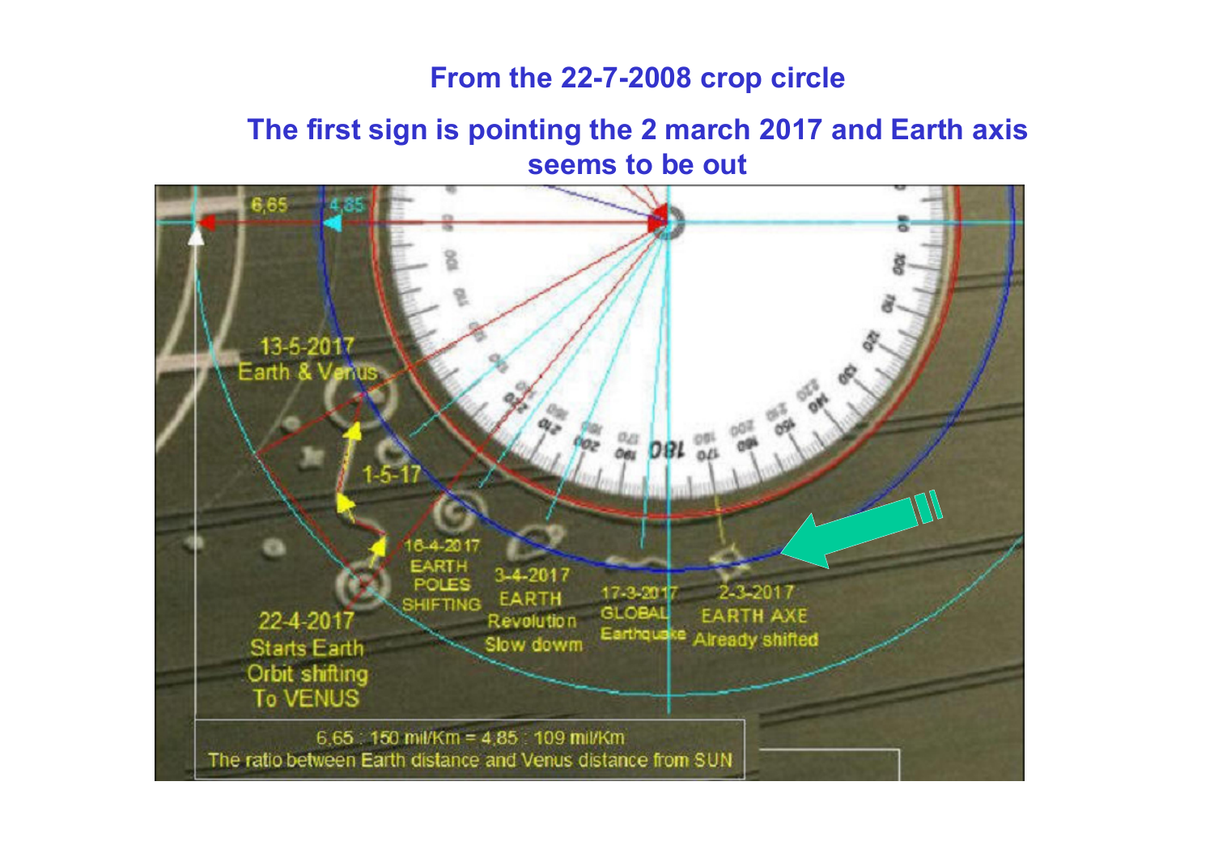**From the 22-7-2008 crop circle**

**The first sign is pointing the 2 march 2017 and Earth axis seems to be out**

6,65

4,85

13-5-2017
Earth & Venus

1-5-17

16-4-2017
EARTH
POLES
SHIFTING

3-4-2017
EARTH
Revolution
Slow down

17-3-2017
GLOBAL
Earthquake

2-3-2017
EARTH AXE
Already shifted

22-4-2017
Starts Earth
Orbit shifting
To VENUS

6,65 : 150 mil/Km = 4,85 : 109 mil/Km
The ratio between Earth distance and Venus distance from SUN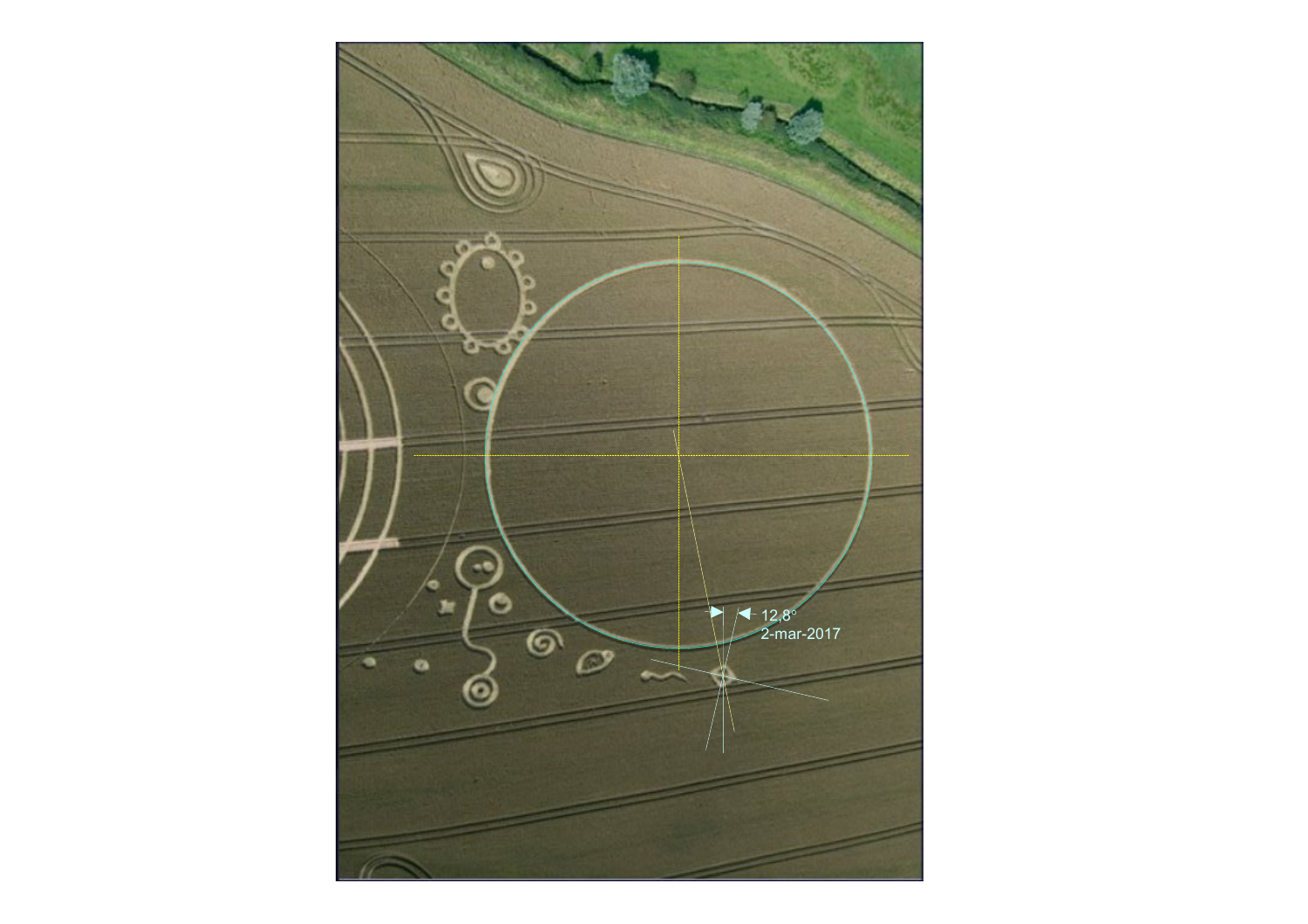12.8°
2-mar-2017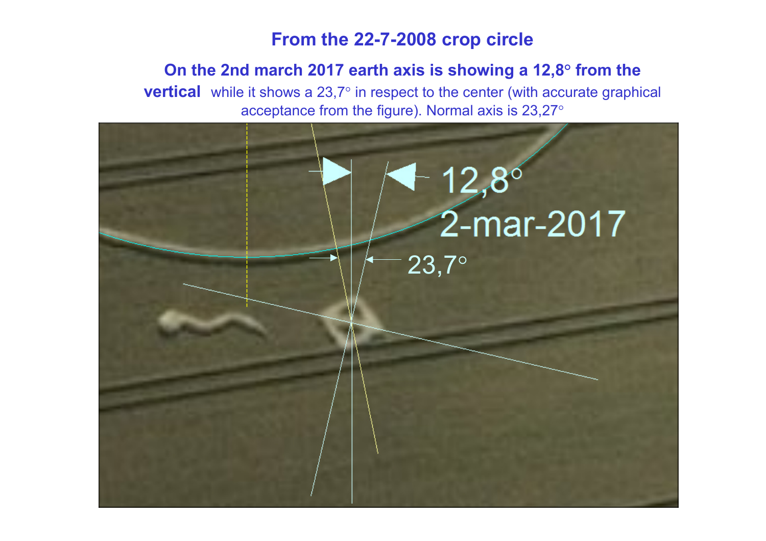## From the 22-7-2008 crop circle

**On the 2nd march 2017 earth axis is showing a 12,8° from the vertical** while it shows a 23,7° in respect to the center (with accurate graphical acceptance from the figure). Normal axis is 23,27°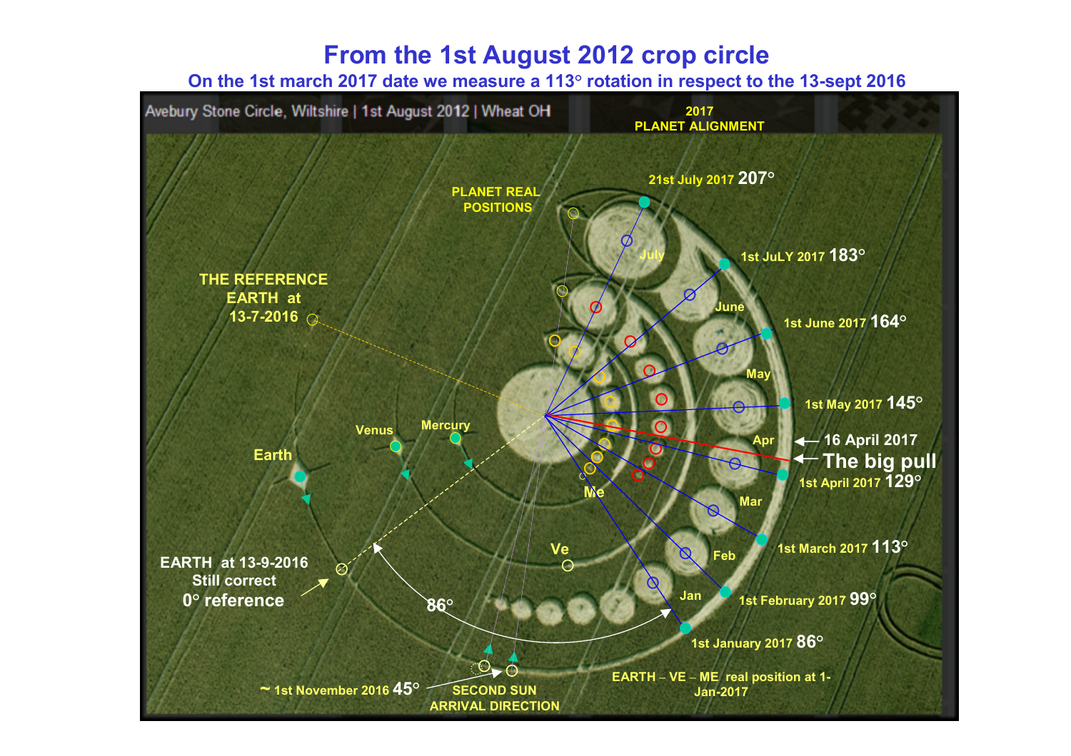# From the 1st August 2012 crop circle

## On the 1st march 2017 date we measure a 113° rotation in respect to the 13-sept 2016

Avebury Stone Circle, Wiltshire | 1st August 2012 | Wheat OH

2017 PLANET ALIGNMENT

PLANET REAL POSITIONS

THE REFERENCE EARTH at 13-7-2016

21st July 2017 207°

1st JuLY 2017 183°

1st June 2017 164°

1st May 2017 145°

16 April 2017

The big pull

1st April 2017 129°

1st March 2017 113°

1st February 2017 99°

1st January 2017 86°

July

June

May

Apr

Mar

Feb

Jan

Earth

Venus

Mercury

Me

Ve

EARTH at 13-9-2016 Still correct 0° reference

86°

~ 1st November 2016 45°

SECOND SUN ARRIVAL DIRECTION

EARTH – VE – ME real position at 1-Jan-2017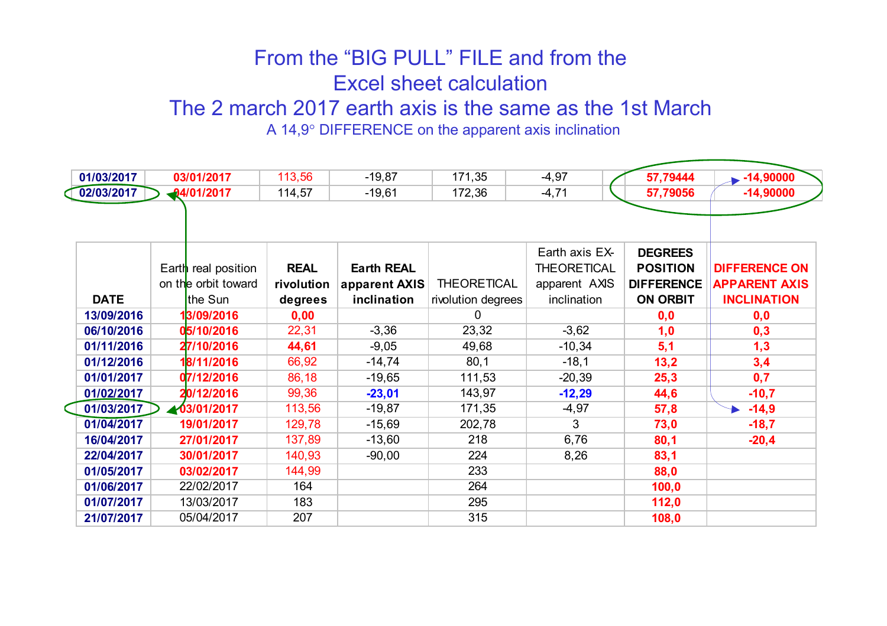# From the "BIG PULL" FILE and from the Excel sheet calculation

## The 2 march 2017 earth axis is the same as the 1st March

### A 14,9° DIFFERENCE on the apparent axis inclination

| | | | | | | | |
|---|---|---|---|---|---|---|---|
| 01/03/2017 | 03/01/2017 | 113,56 | -19,87 | 171,35 | -4,97 | 57,79444 | -14,90000 |
| 02/03/2017 | 04/01/2017 | 114,57 | -19,61 | 172,36 | -4,71 | 57,79056 | -14,90000 |

| DATE | Earth real position on the orbit toward the Sun | REAL rivolution degrees | Earth REAL apparent AXIS inclination | THEORETICAL rivolution degrees | Earth axis EX-THEORETICAL apparent AXIS inclination | DEGREES POSITION DIFFERENCE ON ORBIT | DIFFERENCE ON APPARENT AXIS INCLINATION |
|---|---|---|---|---|---|---|---|
| 13/09/2016 | 13/09/2016 | 0,00 | | 0 | | 0,0 | 0,0 |
| 06/10/2016 | 05/10/2016 | 22,31 | -3,36 | 23,32 | -3,62 | 1,0 | 0,3 |
| 01/11/2016 | 27/10/2016 | 44,61 | -9,05 | 49,68 | -10,34 | 5,1 | 1,3 |
| 01/12/2016 | 18/11/2016 | 66,92 | -14,74 | 80,1 | -18,1 | 13,2 | 3,4 |
| 01/01/2017 | 07/12/2016 | 86,18 | -19,65 | 111,53 | -20,39 | 25,3 | 0,7 |
| 01/02/2017 | 20/12/2016 | 99,36 | -23,01 | 143,97 | -12,29 | 44,6 | -10,7 |
| 01/03/2017 | 03/01/2017 | 113,56 | -19,87 | 171,35 | -4,97 | 57,8 | -14,9 |
| 01/04/2017 | 19/01/2017 | 129,78 | -15,69 | 202,78 | 3 | 73,0 | -18,7 |
| 16/04/2017 | 27/01/2017 | 137,89 | -13,60 | 218 | 6,76 | 80,1 | -20,4 |
| 22/04/2017 | 30/01/2017 | 140,93 | -90,00 | 224 | 8,26 | 83,1 | |
| 01/05/2017 | 03/02/2017 | 144,99 | | 233 | | 88,0 | |
| 01/06/2017 | 22/02/2017 | 164 | | 264 | | 100,0 | |
| 01/07/2017 | 13/03/2017 | 183 | | 295 | | 112,0 | |
| 21/07/2017 | 05/04/2017 | 207 | | 315 | | 108,0 | |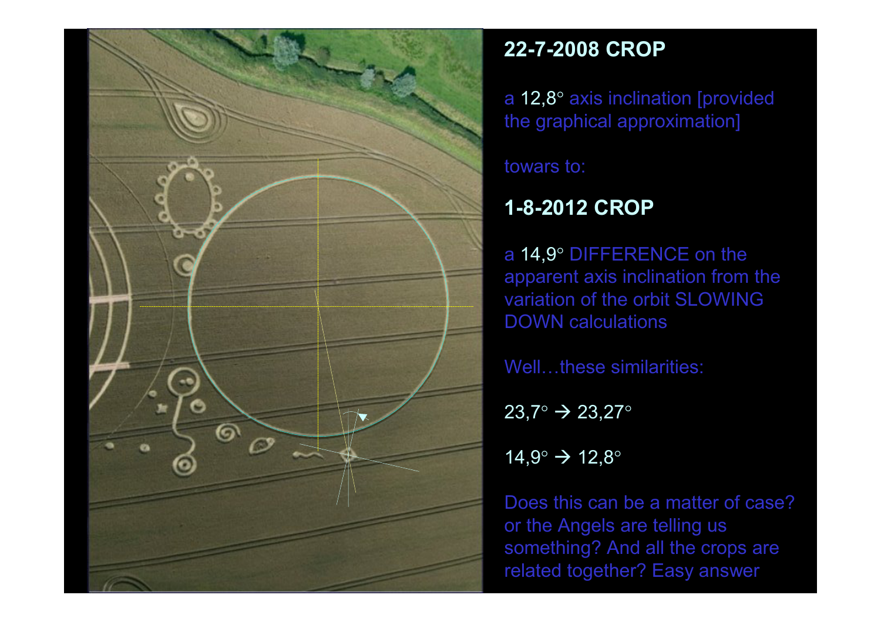**22-7-2008 CROP**

a 12,8° axis inclination [provided the graphical approximation]

towars to:

**1-8-2012 CROP**

a 14,9° DIFFERENCE on the apparent axis inclination from the variation of the orbit SLOWING DOWN calculations

Well…these similarities:

23,7° → 23,27°

14,9° → 12,8°

Does this can be a matter of case? or the Angels are telling us something? And all the crops are related together? Easy answer